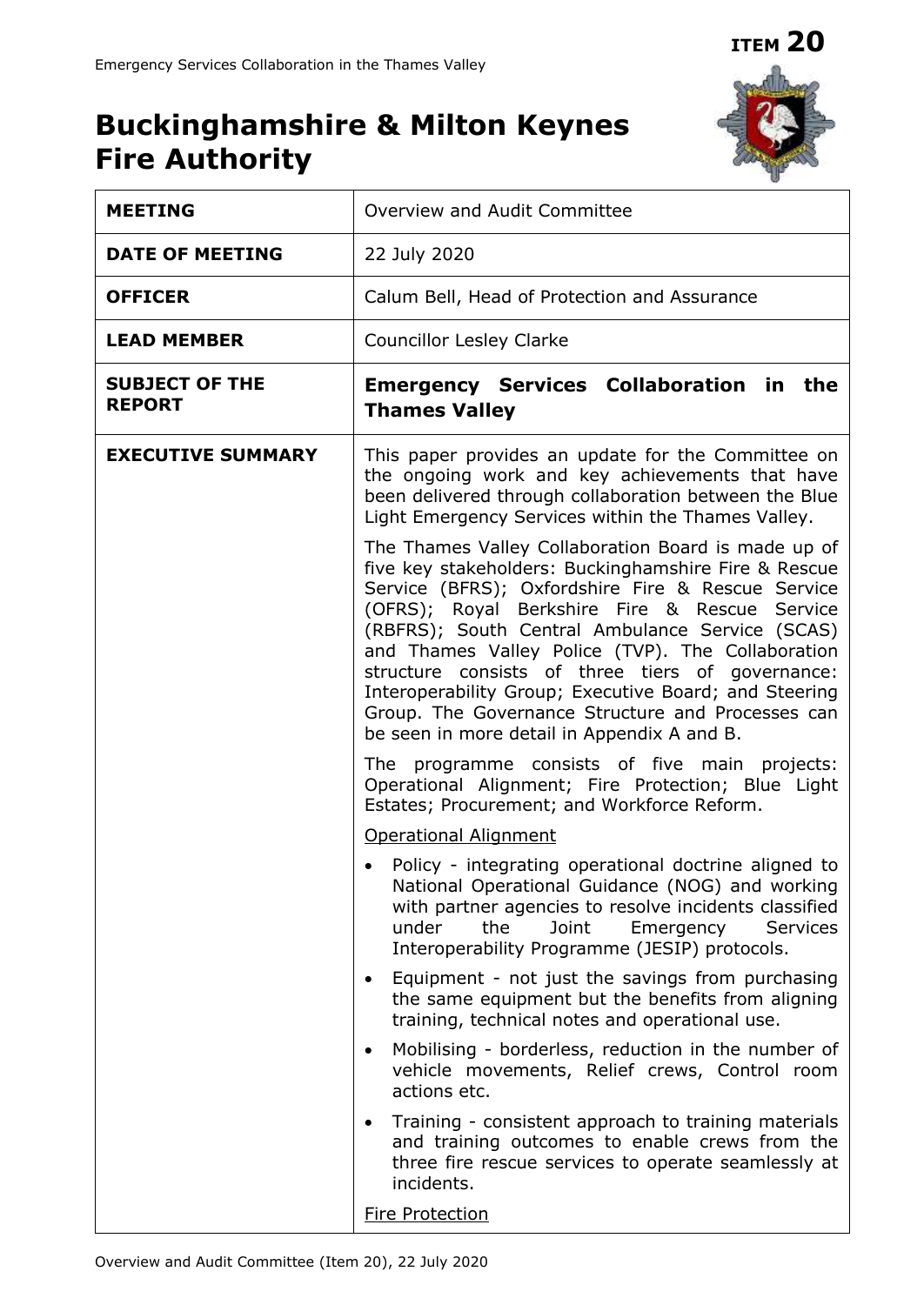**ITEM 20**

# Buckinghamshire & Milton Keynes Fire Authority

| | |
|---|---|
| **MEETING** | Overview and Audit Committee |
| **DATE OF MEETING** | 22 July 2020 |
| **OFFICER** | Calum Bell, Head of Protection and Assurance |
| **LEAD MEMBER** | Councillor Lesley Clarke |
| **SUBJECT OF THE REPORT** | **Emergency Services Collaboration in the Thames Valley** |
| **EXECUTIVE SUMMARY** | This paper provides an update for the Committee on the ongoing work and key achievements that have been delivered through collaboration between the Blue Light Emergency Services within the Thames Valley.<br><br>The Thames Valley Collaboration Board is made up of five key stakeholders: Buckinghamshire Fire & Rescue Service (BFRS); Oxfordshire Fire & Rescue Service (OFRS); Royal Berkshire Fire & Rescue Service (RBFRS); South Central Ambulance Service (SCAS) and Thames Valley Police (TVP). The Collaboration structure consists of three tiers of governance: Interoperability Group; Executive Board; and Steering Group. The Governance Structure and Processes can be seen in more detail in Appendix A and B.<br><br>The programme consists of five main projects: Operational Alignment; Fire Protection; Blue Light Estates; Procurement; and Workforce Reform.<br><br><u>Operational Alignment</u><br><br>• Policy - integrating operational doctrine aligned to National Operational Guidance (NOG) and working with partner agencies to resolve incidents classified under the Joint Emergency Services Interoperability Programme (JESIP) protocols.<br>• Equipment - not just the savings from purchasing the same equipment but the benefits from aligning training, technical notes and operational use.<br>• Mobilising - borderless, reduction in the number of vehicle movements, Relief crews, Control room actions etc.<br>• Training - consistent approach to training materials and training outcomes to enable crews from the three fire rescue services to operate seamlessly at incidents.<br><br><u>Fire Protection</u> |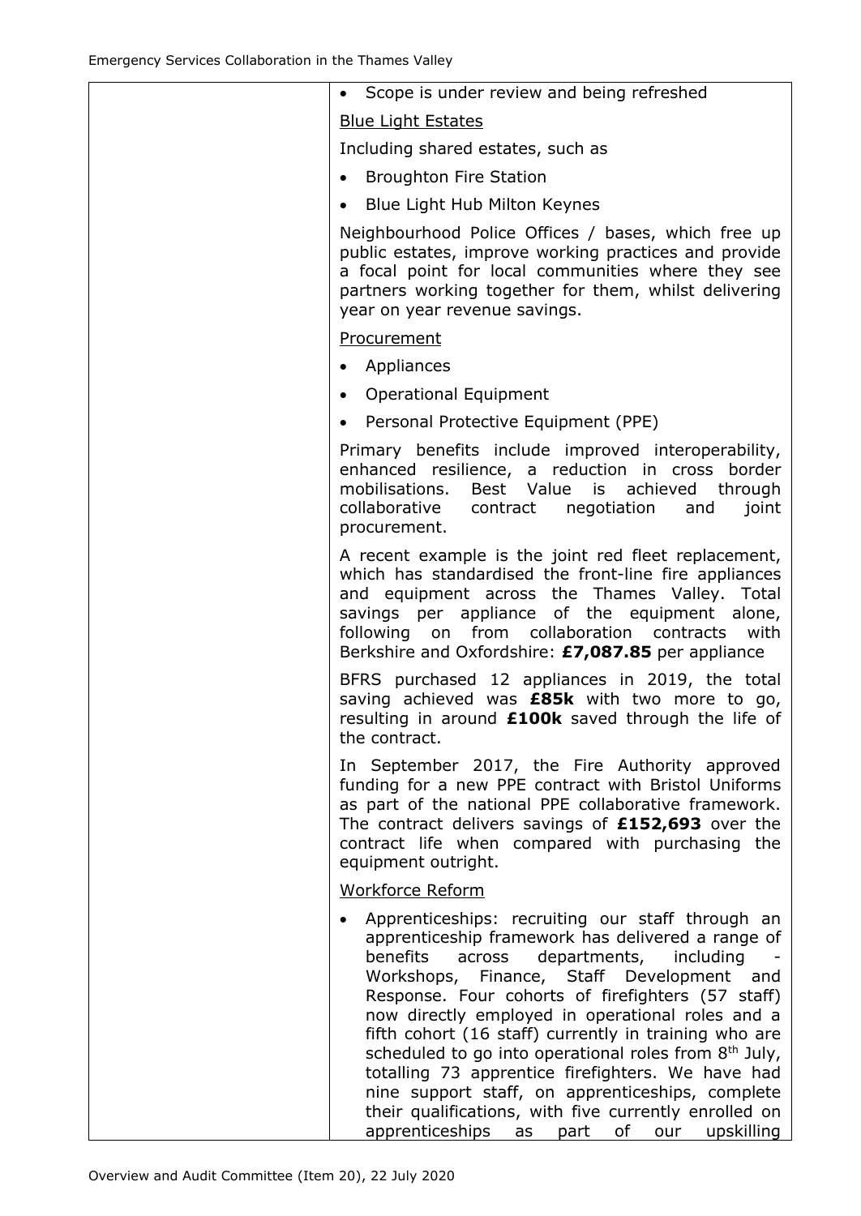| | • Scope is under review and being refreshed<br><br><u>Blue Light Estates</u><br><br>Including shared estates, such as<br><br>• Broughton Fire Station<br>• Blue Light Hub Milton Keynes<br><br>Neighbourhood Police Offices / bases, which free up public estates, improve working practices and provide a focal point for local communities where they see partners working together for them, whilst delivering year on year revenue savings.<br><br><u>Procurement</u><br><br>• Appliances<br>• Operational Equipment<br>• Personal Protective Equipment (PPE)<br><br>Primary benefits include improved interoperability, enhanced resilience, a reduction in cross border mobilisations. Best Value is achieved through collaborative contract negotiation and joint procurement.<br><br>A recent example is the joint red fleet replacement, which has standardised the front-line fire appliances and equipment across the Thames Valley. Total savings per appliance of the equipment alone, following on from collaboration contracts with Berkshire and Oxfordshire: **£7,087.85** per appliance<br><br>BFRS purchased 12 appliances in 2019, the total saving achieved was **£85k** with two more to go, resulting in around **£100k** saved through the life of the contract.<br><br>In September 2017, the Fire Authority approved funding for a new PPE contract with Bristol Uniforms as part of the national PPE collaborative framework. The contract delivers savings of **£152,693** over the contract life when compared with purchasing the equipment outright.<br><br><u>Workforce Reform</u><br><br>• Apprenticeships: recruiting our staff through an apprenticeship framework has delivered a range of benefits across departments, including - Workshops, Finance, Staff Development and Response. Four cohorts of firefighters (57 staff) now directly employed in operational roles and a fifth cohort (16 staff) currently in training who are scheduled to go into operational roles from 8th July, totalling 73 apprentice firefighters. We have had nine support staff, on apprenticeships, complete their qualifications, with five currently enrolled on apprenticeships as part of our upskilling |
|---|---|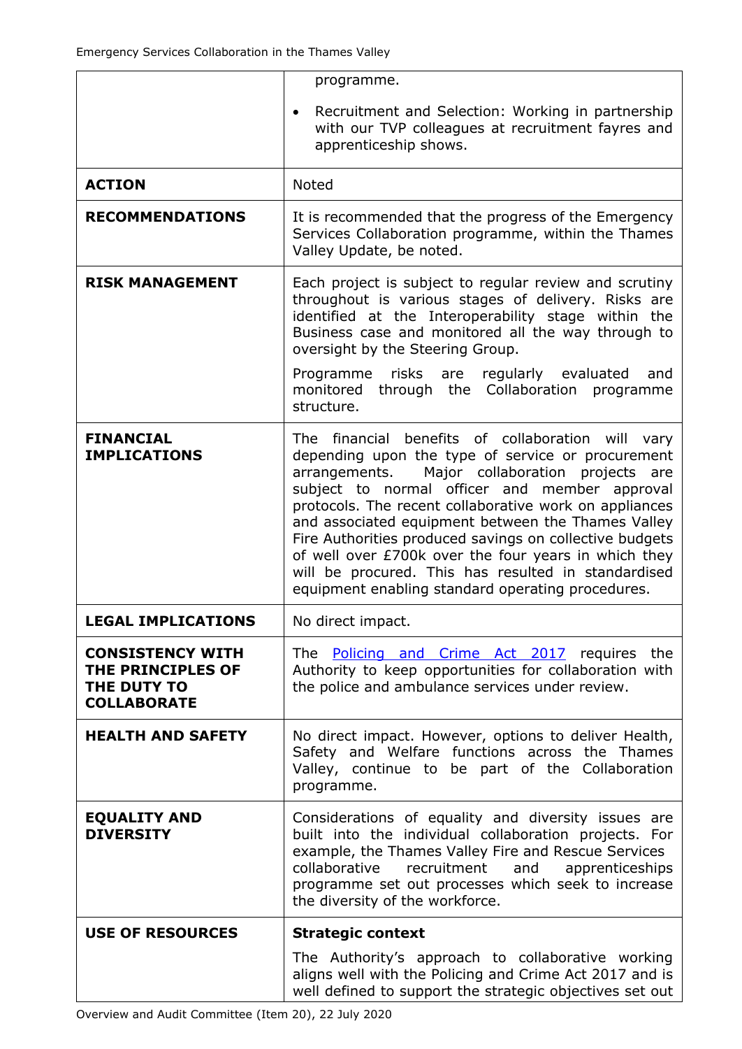| | |
|---|---|
| | programme.<br>• Recruitment and Selection: Working in partnership with our TVP colleagues at recruitment fayres and apprenticeship shows. |
| **ACTION** | Noted |
| **RECOMMENDATIONS** | It is recommended that the progress of the Emergency Services Collaboration programme, within the Thames Valley Update, be noted. |
| **RISK MANAGEMENT** | Each project is subject to regular review and scrutiny throughout is various stages of delivery. Risks are identified at the Interoperability stage within the Business case and monitored all the way through to oversight by the Steering Group.<br>Programme risks are regularly evaluated and monitored through the Collaboration programme structure. |
| **FINANCIAL IMPLICATIONS** | The financial benefits of collaboration will vary depending upon the type of service or procurement arrangements. Major collaboration projects are subject to normal officer and member approval protocols. The recent collaborative work on appliances and associated equipment between the Thames Valley Fire Authorities produced savings on collective budgets of well over £700k over the four years in which they will be procured. This has resulted in standardised equipment enabling standard operating procedures. |
| **LEGAL IMPLICATIONS** | No direct impact. |
| **CONSISTENCY WITH THE PRINCIPLES OF THE DUTY TO COLLABORATE** | The [Policing and Crime Act 2017] requires the Authority to keep opportunities for collaboration with the police and ambulance services under review. |
| **HEALTH AND SAFETY** | No direct impact. However, options to deliver Health, Safety and Welfare functions across the Thames Valley, continue to be part of the Collaboration programme. |
| **EQUALITY AND DIVERSITY** | Considerations of equality and diversity issues are built into the individual collaboration projects. For example, the Thames Valley Fire and Rescue Services collaborative recruitment and apprenticeships programme set out processes which seek to increase the diversity of the workforce. |
| **USE OF RESOURCES** | **Strategic context**<br>The Authority's approach to collaborative working aligns well with the Policing and Crime Act 2017 and is well defined to support the strategic objectives set out |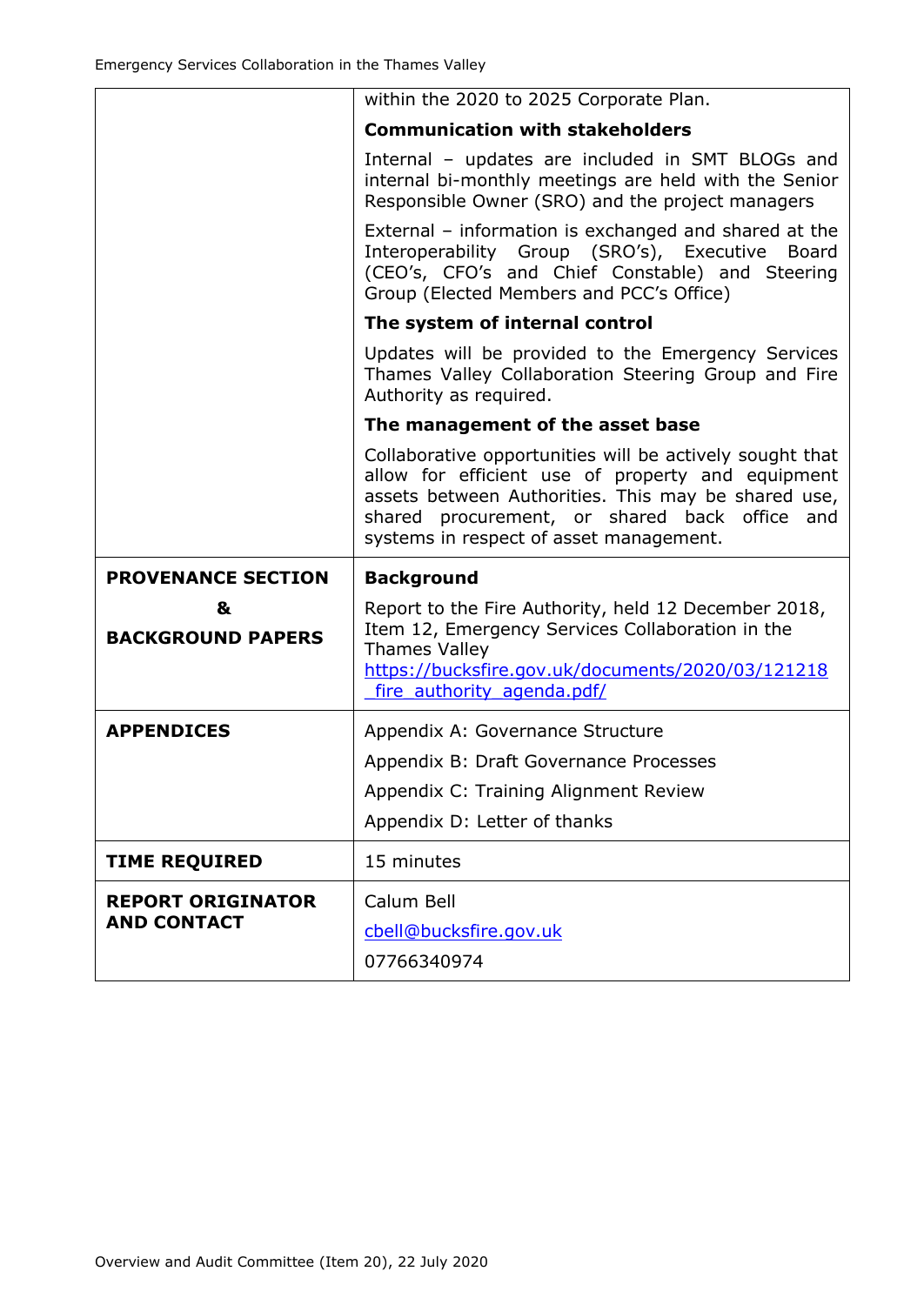| | |
|---|---|
| | within the 2020 to 2025 Corporate Plan.<br>**Communication with stakeholders**<br>Internal – updates are included in SMT BLOGs and internal bi-monthly meetings are held with the Senior Responsible Owner (SRO) and the project managers<br>External – information is exchanged and shared at the Interoperability Group (SRO's), Executive Board (CEO's, CFO's and Chief Constable) and Steering Group (Elected Members and PCC's Office)<br>**The system of internal control**<br>Updates will be provided to the Emergency Services Thames Valley Collaboration Steering Group and Fire Authority as required.<br>**The management of the asset base**<br>Collaborative opportunities will be actively sought that allow for efficient use of property and equipment assets between Authorities. This may be shared use, shared procurement, or shared back office and systems in respect of asset management. |
| **PROVENANCE SECTION & BACKGROUND PAPERS** | **Background**<br>Report to the Fire Authority, held 12 December 2018, Item 12, Emergency Services Collaboration in the Thames Valley<br>https://bucksfire.gov.uk/documents/2020/03/121218_fire_authority_agenda.pdf/ |
| **APPENDICES** | Appendix A: Governance Structure<br>Appendix B: Draft Governance Processes<br>Appendix C: Training Alignment Review<br>Appendix D: Letter of thanks |
| **TIME REQUIRED** | 15 minutes |
| **REPORT ORIGINATOR AND CONTACT** | Calum Bell<br>cbell@bucksfire.gov.uk<br>07766340974 |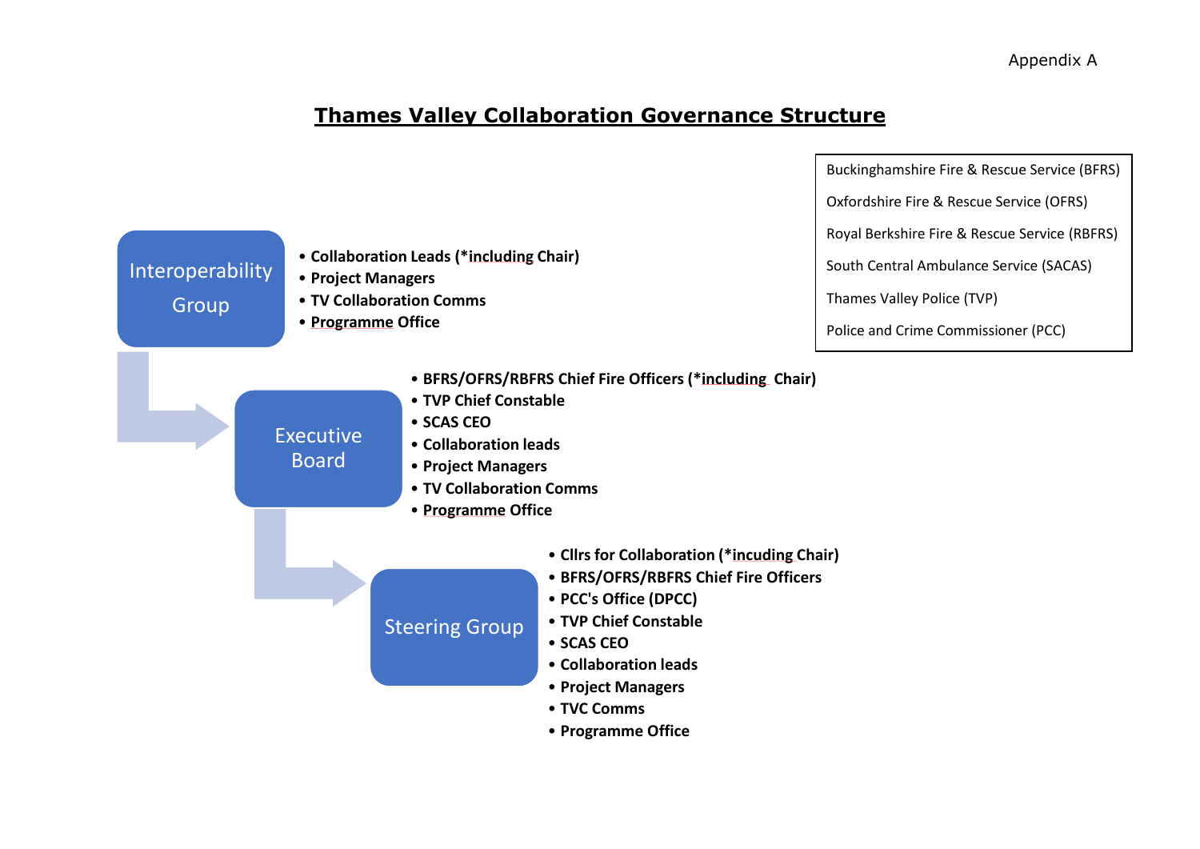Appendix A

# Thames Valley Collaboration Governance Structure

Buckinghamshire Fire & Rescue Service (BFRS)

Oxfordshire Fire & Rescue Service (OFRS)

Royal Berkshire Fire & Rescue Service (RBFRS)

South Central Ambulance Service (SACAS)

Thames Valley Police (TVP)

Police and Crime Commissioner (PCC)

## Interoperability Group

- **Collaboration Leads (*including Chair)**
- **Project Managers**
- **TV Collaboration Comms**
- **Programme Office**

## Executive Board

- **BFRS/OFRS/RBFRS Chief Fire Officers (*including Chair)**
- **TVP Chief Constable**
- **SCAS CEO**
- **Collaboration leads**
- **Project Managers**
- **TV Collaboration Comms**
- **Programme Office**

## Steering Group

- **Cllrs for Collaboration (*incuding Chair)**
- **BFRS/OFRS/RBFRS Chief Fire Officers**
- **PCC's Office (DPCC)**
- **TVP Chief Constable**
- **SCAS CEO**
- **Collaboration leads**
- **Project Managers**
- **TVC Comms**
- **Programme Office**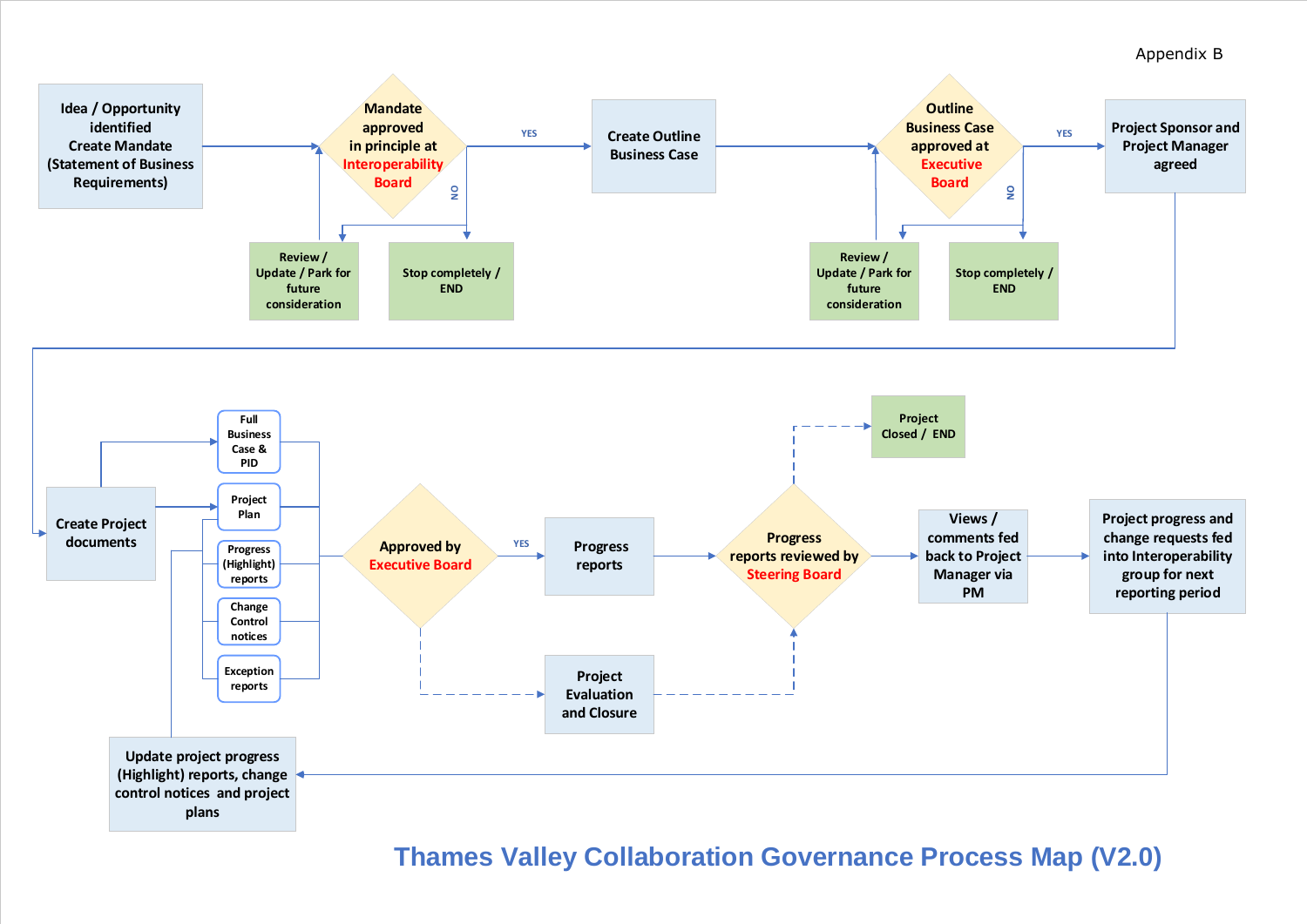Appendix B

Idea / Opportunity identified
Create Mandate
(Statement of Business Requirements)

Mandate approved in principle at Interoperability Board

YES

NO

Review / Update / Park for future consideration

Stop completely / END

Create Outline Business Case

Outline Business Case approved at Executive Board

YES

NO

Review / Update / Park for future consideration

Stop completely / END

Project Sponsor and Project Manager agreed

Create Project documents

Full Business Case & PID

Project Plan

Progress (Highlight) reports

Change Control notices

Exception reports

Approved by Executive Board

YES

Progress reports

Project Evaluation and Closure

Progress reports reviewed by Steering Board

Project Closed / END

Views / comments fed back to Project Manager via PM

Project progress and change requests fed into Interoperability group for next reporting period

Update project progress (Highlight) reports, change control notices and project plans

## Thames Valley Collaboration Governance Process Map (V2.0)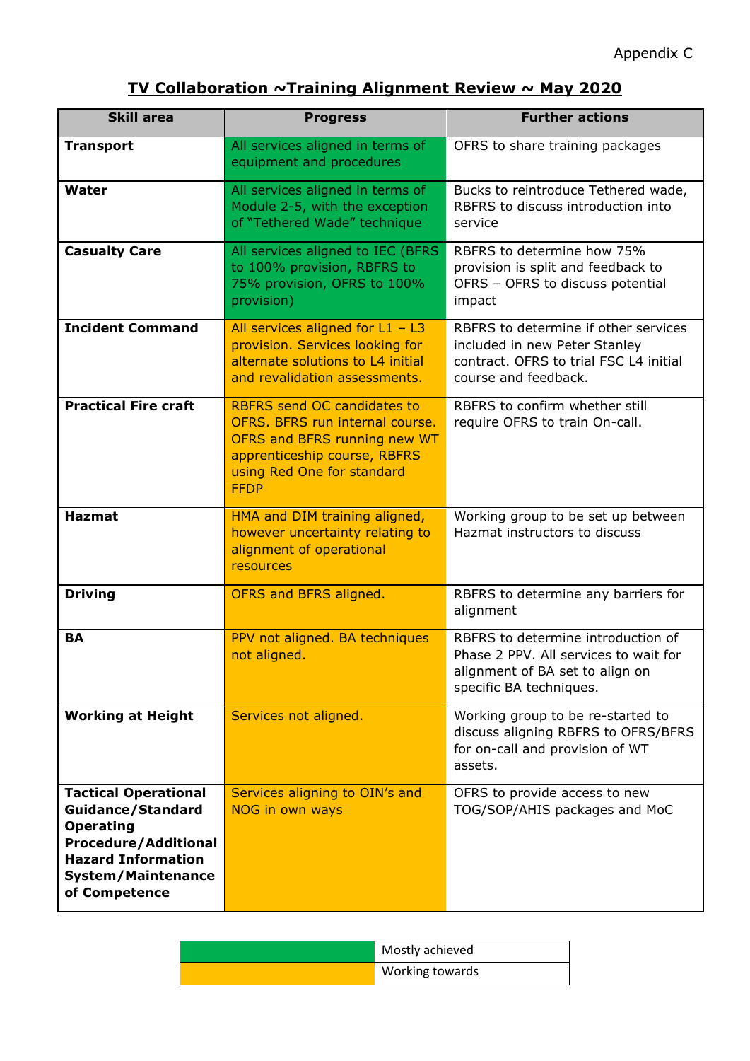Appendix C

## TV Collaboration ~Training Alignment Review ~ May 2020

| Skill area | Progress | Further actions |
|---|---|---|
| **Transport** | All services aligned in terms of equipment and procedures | OFRS to share training packages |
| **Water** | All services aligned in terms of Module 2-5, with the exception of "Tethered Wade" technique | Bucks to reintroduce Tethered wade, RBFRS to discuss introduction into service |
| **Casualty Care** | All services aligned to IEC (BFRS to 100% provision, RBFRS to 75% provision, OFRS to 100% provision) | RBFRS to determine how 75% provision is split and feedback to OFRS – OFRS to discuss potential impact |
| **Incident Command** | All services aligned for L1 – L3 provision. Services looking for alternate solutions to L4 initial and revalidation assessments. | RBFRS to determine if other services included in new Peter Stanley contract. OFRS to trial FSC L4 initial course and feedback. |
| **Practical Fire craft** | RBFRS send OC candidates to OFRS. BFRS run internal course. OFRS and BFRS running new WT apprenticeship course, RBFRS using Red One for standard FFDP | RBFRS to confirm whether still require OFRS to train On-call. |
| **Hazmat** | HMA and DIM training aligned, however uncertainty relating to alignment of operational resources | Working group to be set up between Hazmat instructors to discuss |
| **Driving** | OFRS and BFRS aligned. | RBFRS to determine any barriers for alignment |
| **BA** | PPV not aligned. BA techniques not aligned. | RBFRS to determine introduction of Phase 2 PPV. All services to wait for alignment of BA set to align on specific BA techniques. |
| **Working at Height** | Services not aligned. | Working group to be re-started to discuss aligning RBFRS to OFRS/BFRS for on-call and provision of WT assets. |
| **Tactical Operational Guidance/Standard Operating Procedure/Additional Hazard Information System/Maintenance of Competence** | Services aligning to OIN's and NOG in own ways | OFRS to provide access to new TOG/SOP/AHIS packages and MoC |

| Colour | Key |
|---|---|
| Green | Mostly achieved |
| Amber | Working towards |

Note: In the Progress column, Transport, Water and Casualty Care are shaded green (Mostly achieved); all other rows are shaded amber (Working towards).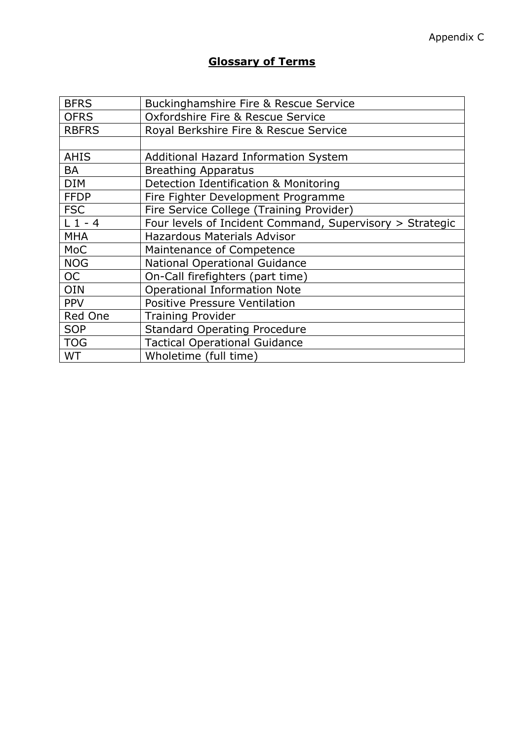Appendix C

# Glossary of Terms

| | |
|---|---|
| BFRS | Buckinghamshire Fire & Rescue Service |
| OFRS | Oxfordshire Fire & Rescue Service |
| RBFRS | Royal Berkshire Fire & Rescue Service |
| | |
| AHIS | Additional Hazard Information System |
| BA | Breathing Apparatus |
| DIM | Detection Identification & Monitoring |
| FFDP | Fire Fighter Development Programme |
| FSC | Fire Service College (Training Provider) |
| L 1 - 4 | Four levels of Incident Command, Supervisory > Strategic |
| MHA | Hazardous Materials Advisor |
| MoC | Maintenance of Competence |
| NOG | National Operational Guidance |
| OC | On-Call firefighters (part time) |
| OIN | Operational Information Note |
| PPV | Positive Pressure Ventilation |
| Red One | Training Provider |
| SOP | Standard Operating Procedure |
| TOG | Tactical Operational Guidance |
| WT | Wholetime (full time) |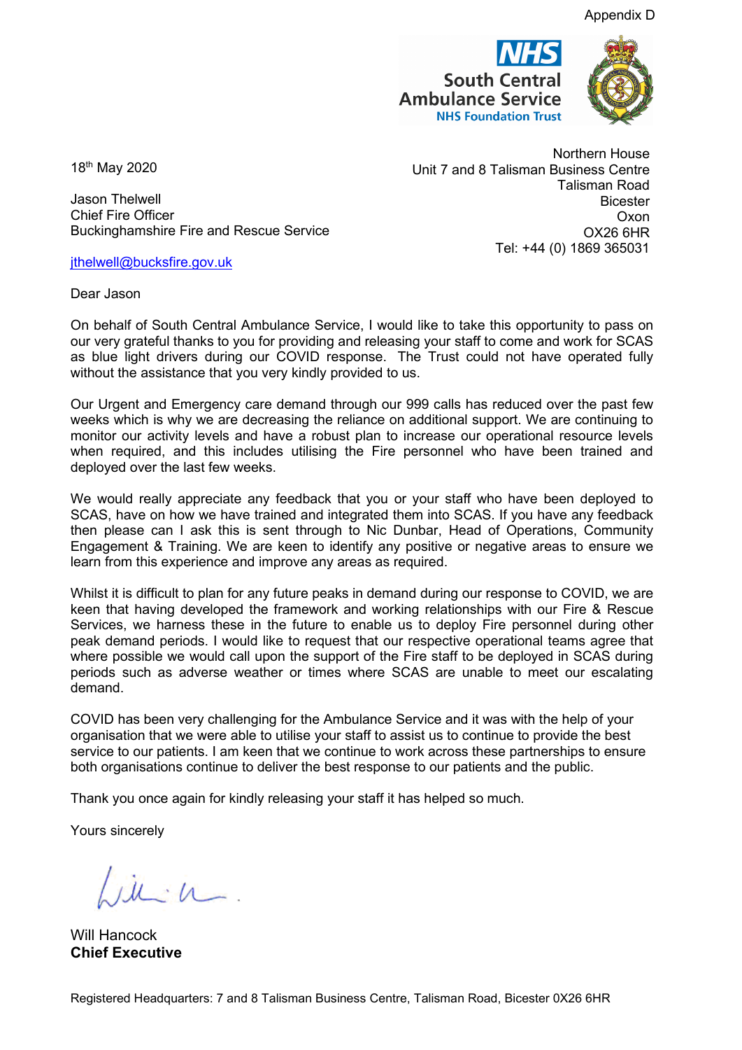Appendix D

NHS
South Central Ambulance Service
NHS Foundation Trust

18th May 2020

Jason Thelwell
Chief Fire Officer
Buckinghamshire Fire and Rescue Service

jthelwell@bucksfire.gov.uk

Northern House
Unit 7 and 8 Talisman Business Centre
Talisman Road
Bicester
Oxon
OX26 6HR
Tel: +44 (0) 1869 365031

Dear Jason

On behalf of South Central Ambulance Service, I would like to take this opportunity to pass on our very grateful thanks to you for providing and releasing your staff to come and work for SCAS as blue light drivers during our COVID response. The Trust could not have operated fully without the assistance that you very kindly provided to us.

Our Urgent and Emergency care demand through our 999 calls has reduced over the past few weeks which is why we are decreasing the reliance on additional support. We are continuing to monitor our activity levels and have a robust plan to increase our operational resource levels when required, and this includes utilising the Fire personnel who have been trained and deployed over the last few weeks.

We would really appreciate any feedback that you or your staff who have been deployed to SCAS, have on how we have trained and integrated them into SCAS. If you have any feedback then please can I ask this is sent through to Nic Dunbar, Head of Operations, Community Engagement & Training. We are keen to identify any positive or negative areas to ensure we learn from this experience and improve any areas as required.

Whilst it is difficult to plan for any future peaks in demand during our response to COVID, we are keen that having developed the framework and working relationships with our Fire & Rescue Services, we harness these in the future to enable us to deploy Fire personnel during other peak demand periods. I would like to request that our respective operational teams agree that where possible we would call upon the support of the Fire staff to be deployed in SCAS during periods such as adverse weather or times where SCAS are unable to meet our escalating demand.

COVID has been very challenging for the Ambulance Service and it was with the help of your organisation that we were able to utilise your staff to assist us to continue to provide the best service to our patients. I am keen that we continue to work across these partnerships to ensure both organisations continue to deliver the best response to our patients and the public.

Thank you once again for kindly releasing your staff it has helped so much.

Yours sincerely

Will Hancock
**Chief Executive**

Registered Headquarters: 7 and 8 Talisman Business Centre, Talisman Road, Bicester 0X26 6HR